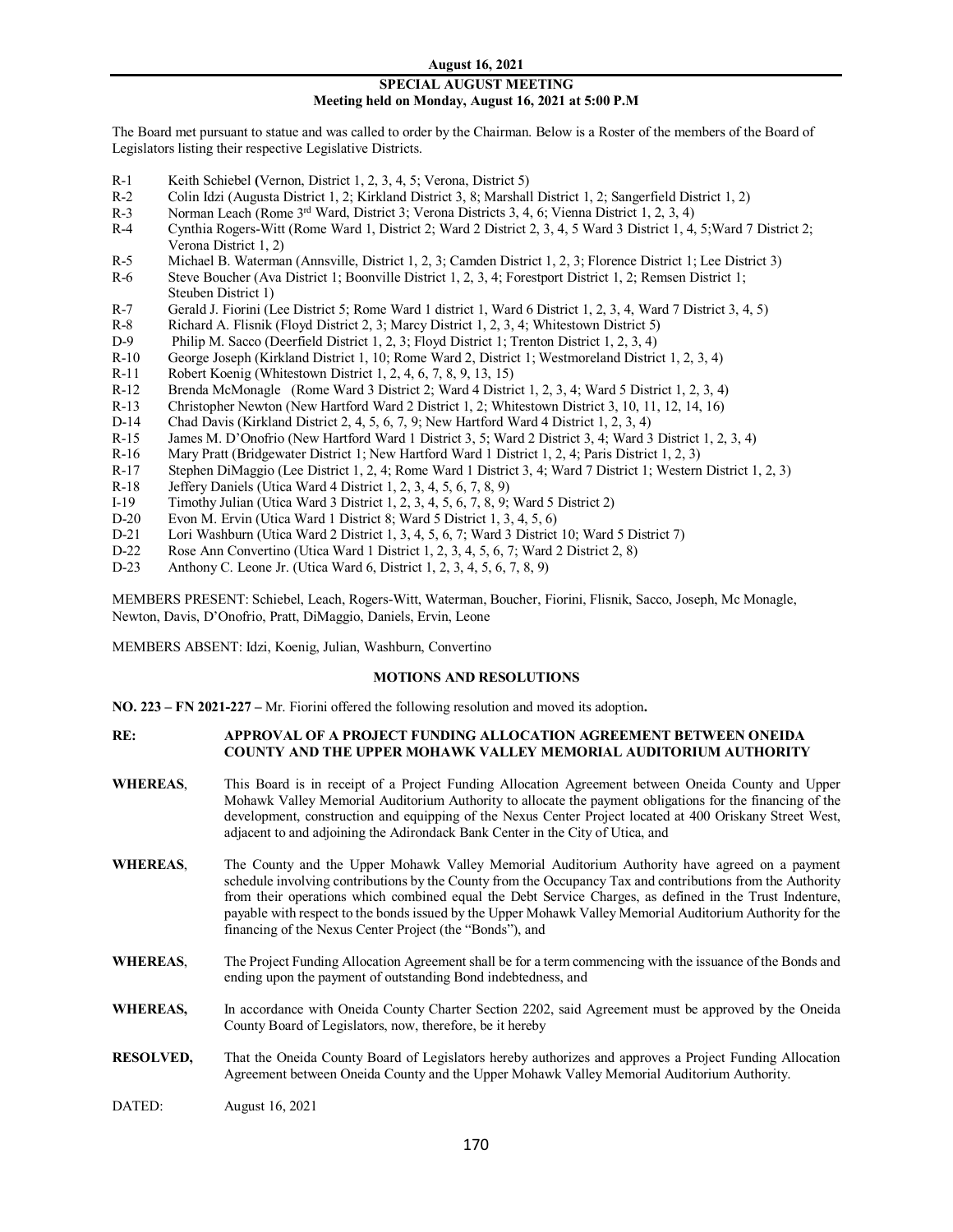**August 16, 2021**

## SPECIAL AUGUST MEETING

**Meeting held on Monday, August 16, 2021 at 5:00 P.M**

The Board met pursuant to statue and was called to order by the Chairman. Below is a Roster of the members of the Board of Legislators listing their respective Legislative Districts.

- R-1 Keith Schiebel **(**Vernon, District 1, 2, 3, 4, 5; Verona, District 5)
- R-2 Colin Idzi (Augusta District 1, 2; Kirkland District 3, 8; Marshall District 1, 2; Sangerfield District 1, 2)
- R-3 Norman Leach (Rome 3rd Ward, District 3; Verona Districts 3, 4, 6; Vienna District 1, 2, 3, 4)
- R-4 Cynthia Rogers-Witt (Rome Ward 1, District 2; Ward 2 District 2, 3, 4, 5 Ward 3 District 1, 4, 5;Ward 7 District 2; Verona District 1, 2)
- R-5 Michael B. Waterman (Annsville, District 1, 2, 3; Camden District 1, 2, 3; Florence District 1; Lee District 3)
- R-6 Steve Boucher (Ava District 1; Boonville District 1, 2, 3, 4; Forestport District 1, 2; Remsen District 1; Steuben District 1)
- R-7 Gerald J. Fiorini (Lee District 5; Rome Ward 1 district 1, Ward 6 District 1, 2, 3, 4, Ward 7 District 3, 4, 5)
- R-8 Richard A. Flisnik (Floyd District 2, 3; Marcy District 1, 2, 3, 4; Whitestown District 5)
- D-9 Philip M. Sacco (Deerfield District 1, 2, 3; Floyd District 1; Trenton District 1, 2, 3, 4)
- R-10 George Joseph (Kirkland District 1, 10; Rome Ward 2, District 1; Westmoreland District 1, 2, 3, 4)
- R-11 Robert Koenig (Whitestown District 1, 2, 4, 6, 7, 8, 9, 13, 15)
- R-12 Brenda McMonagle (Rome Ward 3 District 2; Ward 4 District 1, 2, 3, 4; Ward 5 District 1, 2, 3, 4)
- R-13 Christopher Newton (New Hartford Ward 2 District 1, 2; Whitestown District 3, 10, 11, 12, 14, 16)
- D-14 Chad Davis (Kirkland District 2, 4, 5, 6, 7, 9; New Hartford Ward 4 District 1, 2, 3, 4)
- R-15 James M. D'Onofrio (New Hartford Ward 1 District 3, 5; Ward 2 District 3, 4; Ward 3 District 1, 2, 3, 4)
- R-16 Mary Pratt (Bridgewater District 1; New Hartford Ward 1 District 1, 2, 4; Paris District 1, 2, 3)
- R-17 Stephen DiMaggio (Lee District 1, 2, 4; Rome Ward 1 District 3, 4; Ward 7 District 1; Western District 1, 2, 3)
- R-18 Jeffery Daniels (Utica Ward 4 District 1, 2, 3, 4, 5, 6, 7, 8, 9)
- I-19 Timothy Julian (Utica Ward 3 District 1, 2, 3, 4, 5, 6, 7, 8, 9; Ward 5 District 2)
- D-20 Evon M. Ervin (Utica Ward 1 District 8; Ward 5 District 1, 3, 4, 5, 6)
- D-21 Lori Washburn (Utica Ward 2 District 1, 3, 4, 5, 6, 7; Ward 3 District 10; Ward 5 District 7)
- D-22 Rose Ann Convertino (Utica Ward 1 District 1, 2, 3, 4, 5, 6, 7; Ward 2 District 2, 8)
- D-23 Anthony C. Leone Jr. (Utica Ward 6, District 1, 2, 3, 4, 5, 6, 7, 8, 9)

MEMBERS PRESENT: Schiebel, Leach, Rogers-Witt, Waterman, Boucher, Fiorini, Flisnik, Sacco, Joseph, Mc Monagle, Newton, Davis, D'Onofrio, Pratt, DiMaggio, Daniels, Ervin, Leone

MEMBERS ABSENT: Idzi, Koenig, Julian, Washburn, Convertino

### MOTIONS AND RESOLUTIONS

**NO. 223 – FN 2021-227 –** Mr. Fiorini offered the following resolution and moved its adoption**.**

**RE: APPROVAL OF A PROJECT FUNDING ALLOCATION AGREEMENT BETWEEN ONEIDA COUNTY AND THE UPPER MOHAWK VALLEY MEMORIAL AUDITORIUM AUTHORITY**

**WHEREAS**, This Board is in receipt of a Project Funding Allocation Agreement between Oneida County and Upper Mohawk Valley Memorial Auditorium Authority to allocate the payment obligations for the financing of the development, construction and equipping of the Nexus Center Project located at 400 Oriskany Street West, adjacent to and adjoining the Adirondack Bank Center in the City of Utica, and

**WHEREAS**, The County and the Upper Mohawk Valley Memorial Auditorium Authority have agreed on a payment schedule involving contributions by the County from the Occupancy Tax and contributions from the Authority from their operations which combined equal the Debt Service Charges, as defined in the Trust Indenture, payable with respect to the bonds issued by the Upper Mohawk Valley Memorial Auditorium Authority for the financing of the Nexus Center Project (the "Bonds"), and

**WHEREAS**, The Project Funding Allocation Agreement shall be for a term commencing with the issuance of the Bonds and ending upon the payment of outstanding Bond indebtedness, and

**WHEREAS,** In accordance with Oneida County Charter Section 2202, said Agreement must be approved by the Oneida County Board of Legislators, now, therefore, be it hereby

**RESOLVED,** That the Oneida County Board of Legislators hereby authorizes and approves a Project Funding Allocation Agreement between Oneida County and the Upper Mohawk Valley Memorial Auditorium Authority.

DATED: August 16, 2021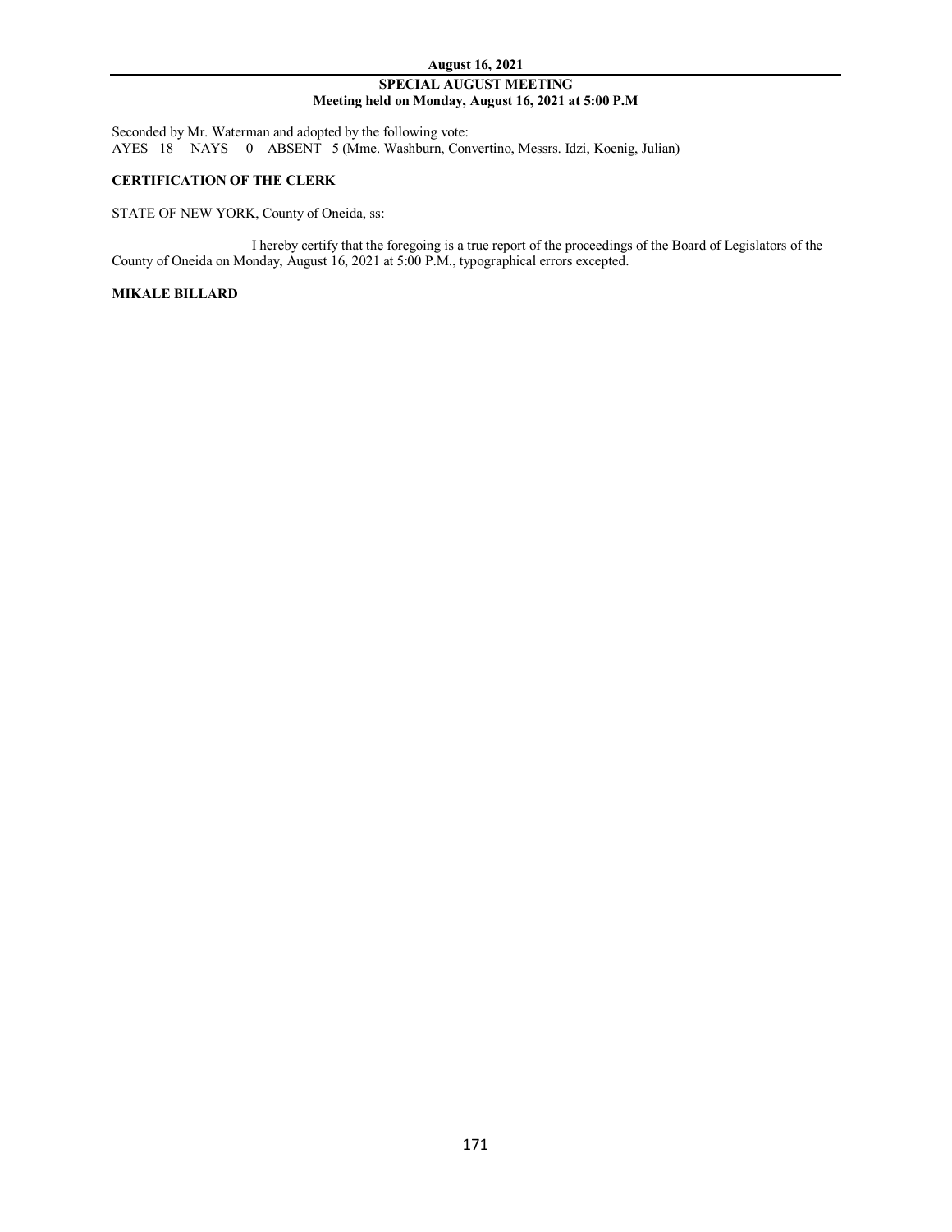Seconded by Mr. Waterman and adopted by the following vote:
AYES 18 NAYS 0 ABSENT 5 (Mme. Washburn, Convertino, Messrs. Idzi, Koenig, Julian)

**CERTIFICATION OF THE CLERK**

STATE OF NEW YORK, County of Oneida, ss:

I hereby certify that the foregoing is a true report of the proceedings of the Board of Legislators of the County of Oneida on Monday, August 16, 2021 at 5:00 P.M., typographical errors excepted.

**MIKALE BILLARD**